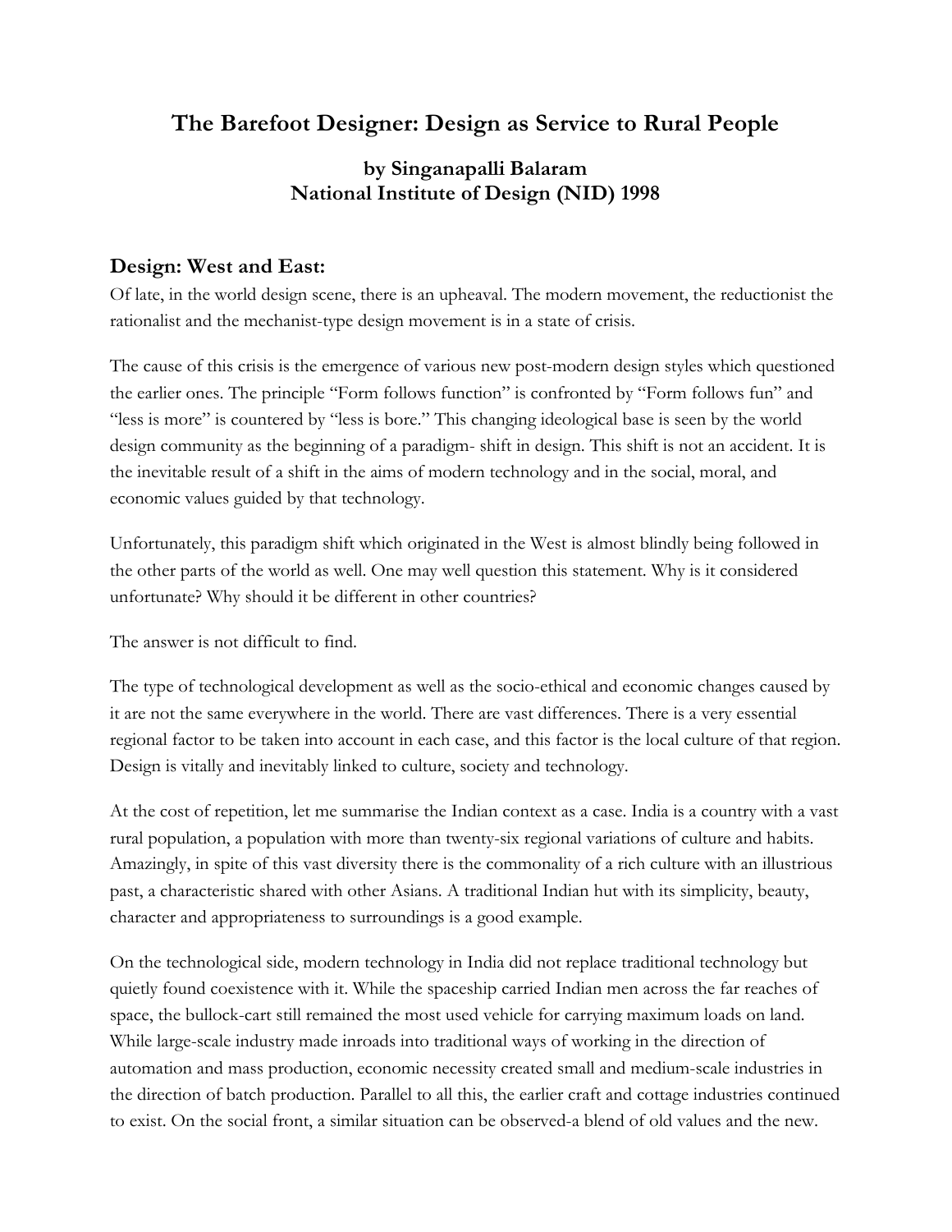# The Barefoot Designer: Design as Service to Rural People

**by Singanapalli Balaram**
**National Institute of Design (NID) 1998**

## Design: West and East:

Of late, in the world design scene, there is an upheaval. The modern movement, the reductionist the rationalist and the mechanist-type design movement is in a state of crisis.

The cause of this crisis is the emergence of various new post-modern design styles which questioned the earlier ones. The principle "Form follows function" is confronted by "Form follows fun" and "less is more" is countered by "less is bore." This changing ideological base is seen by the world design community as the beginning of a paradigm- shift in design. This shift is not an accident. It is the inevitable result of a shift in the aims of modern technology and in the social, moral, and economic values guided by that technology.

Unfortunately, this paradigm shift which originated in the West is almost blindly being followed in the other parts of the world as well. One may well question this statement. Why is it considered unfortunate? Why should it be different in other countries?

The answer is not difficult to find.

The type of technological development as well as the socio-ethical and economic changes caused by it are not the same everywhere in the world. There are vast differences. There is a very essential regional factor to be taken into account in each case, and this factor is the local culture of that region. Design is vitally and inevitably linked to culture, society and technology.

At the cost of repetition, let me summarise the Indian context as a case. India is a country with a vast rural population, a population with more than twenty-six regional variations of culture and habits. Amazingly, in spite of this vast diversity there is the commonality of a rich culture with an illustrious past, a characteristic shared with other Asians. A traditional Indian hut with its simplicity, beauty, character and appropriateness to surroundings is a good example.

On the technological side, modern technology in India did not replace traditional technology but quietly found coexistence with it. While the spaceship carried Indian men across the far reaches of space, the bullock-cart still remained the most used vehicle for carrying maximum loads on land. While large-scale industry made inroads into traditional ways of working in the direction of automation and mass production, economic necessity created small and medium-scale industries in the direction of batch production. Parallel to all this, the earlier craft and cottage industries continued to exist. On the social front, a similar situation can be observed-a blend of old values and the new.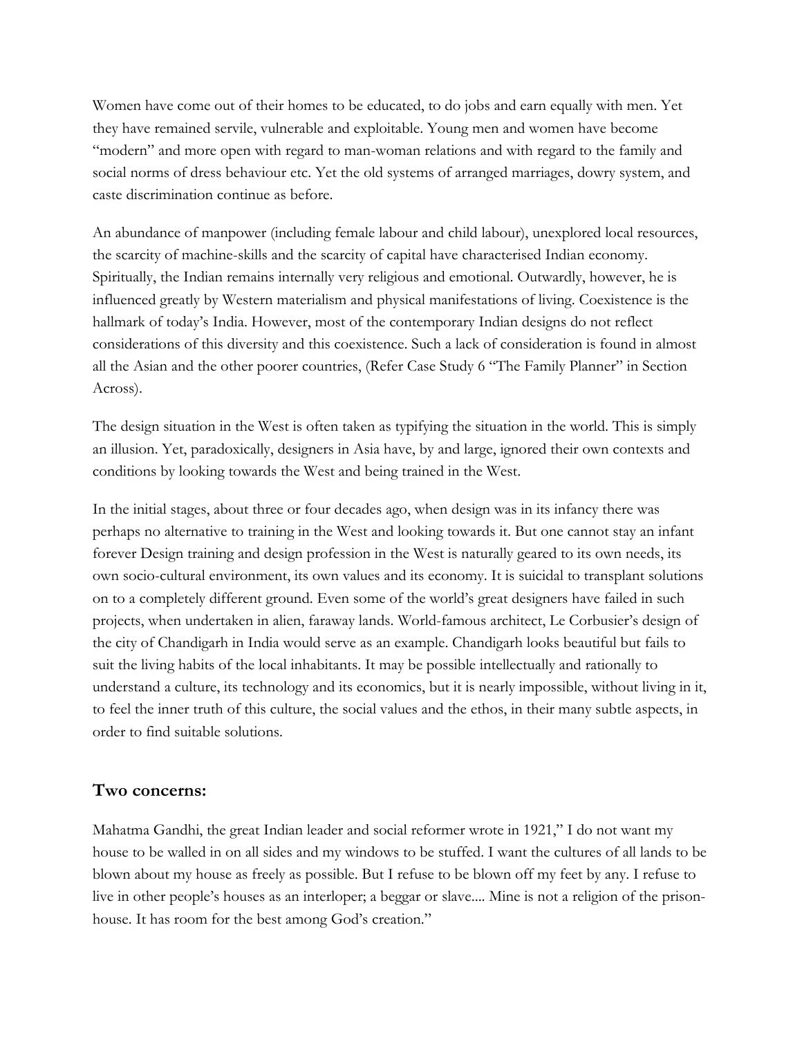Women have come out of their homes to be educated, to do jobs and earn equally with men. Yet they have remained servile, vulnerable and exploitable. Young men and women have become "modern" and more open with regard to man-woman relations and with regard to the family and social norms of dress behaviour etc. Yet the old systems of arranged marriages, dowry system, and caste discrimination continue as before.

An abundance of manpower (including female labour and child labour), unexplored local resources, the scarcity of machine-skills and the scarcity of capital have characterised Indian economy. Spiritually, the Indian remains internally very religious and emotional. Outwardly, however, he is influenced greatly by Western materialism and physical manifestations of living. Coexistence is the hallmark of today's India. However, most of the contemporary Indian designs do not reflect considerations of this diversity and this coexistence. Such a lack of consideration is found in almost all the Asian and the other poorer countries, (Refer Case Study 6 "The Family Planner" in Section Across).

The design situation in the West is often taken as typifying the situation in the world. This is simply an illusion. Yet, paradoxically, designers in Asia have, by and large, ignored their own contexts and conditions by looking towards the West and being trained in the West.

In the initial stages, about three or four decades ago, when design was in its infancy there was perhaps no alternative to training in the West and looking towards it. But one cannot stay an infant forever Design training and design profession in the West is naturally geared to its own needs, its own socio-cultural environment, its own values and its economy. It is suicidal to transplant solutions on to a completely different ground. Even some of the world's great designers have failed in such projects, when undertaken in alien, faraway lands. World-famous architect, Le Corbusier's design of the city of Chandigarh in India would serve as an example. Chandigarh looks beautiful but fails to suit the living habits of the local inhabitants. It may be possible intellectually and rationally to understand a culture, its technology and its economics, but it is nearly impossible, without living in it, to feel the inner truth of this culture, the social values and the ethos, in their many subtle aspects, in order to find suitable solutions.

## Two concerns:

Mahatma Gandhi, the great Indian leader and social reformer wrote in 1921," I do not want my house to be walled in on all sides and my windows to be stuffed. I want the cultures of all lands to be blown about my house as freely as possible. But I refuse to be blown off my feet by any. I refuse to live in other people's houses as an interloper; a beggar or slave.... Mine is not a religion of the prison-house. It has room for the best among God's creation."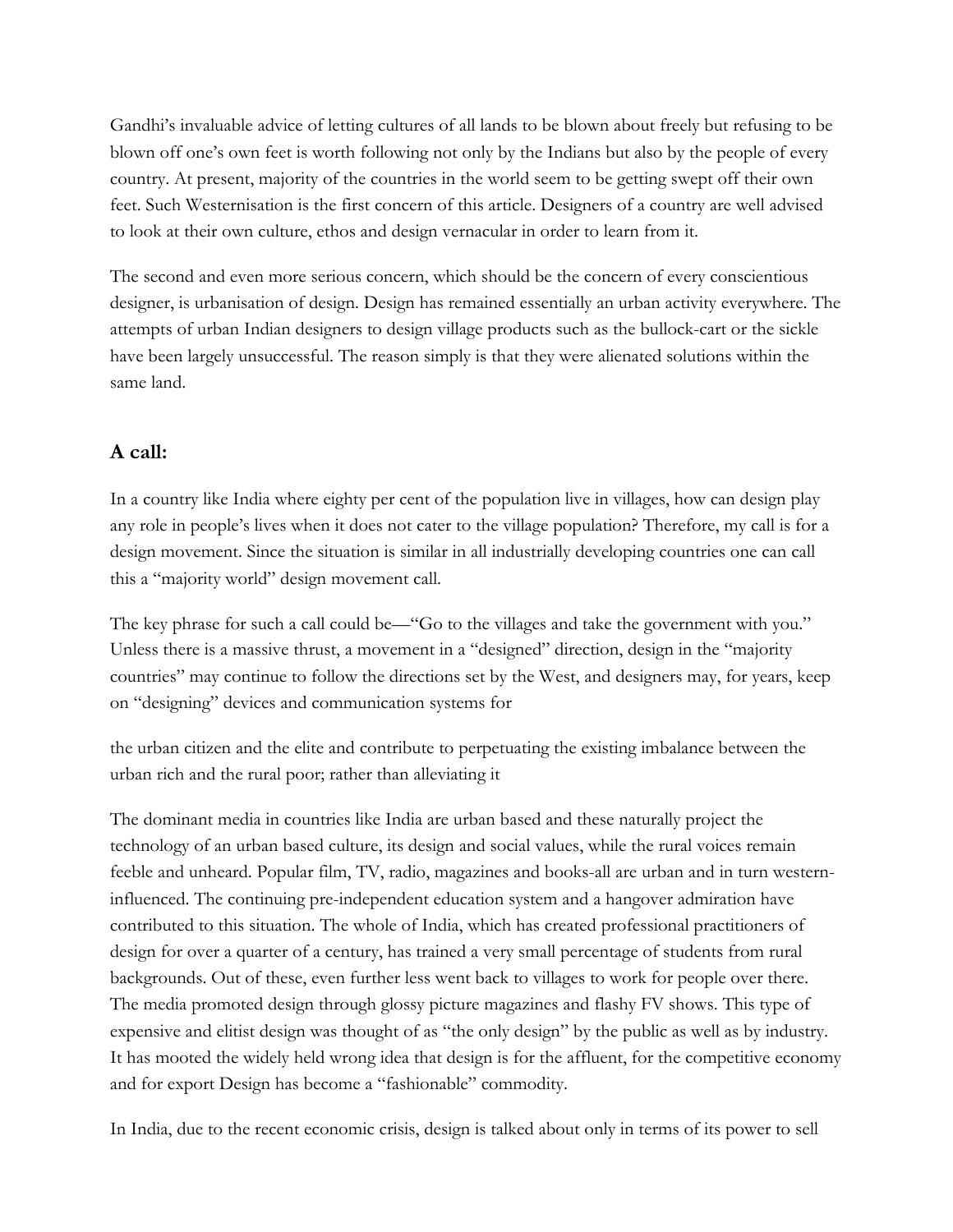Gandhi's invaluable advice of letting cultures of all lands to be blown about freely but refusing to be blown off one's own feet is worth following not only by the Indians but also by the people of every country. At present, majority of the countries in the world seem to be getting swept off their own feet. Such Westernisation is the first concern of this article. Designers of a country are well advised to look at their own culture, ethos and design vernacular in order to learn from it.

The second and even more serious concern, which should be the concern of every conscientious designer, is urbanisation of design. Design has remained essentially an urban activity everywhere. The attempts of urban Indian designers to design village products such as the bullock-cart or the sickle have been largely unsuccessful. The reason simply is that they were alienated solutions within the same land.

## A call:

In a country like India where eighty per cent of the population live in villages, how can design play any role in people's lives when it does not cater to the village population? Therefore, my call is for a design movement. Since the situation is similar in all industrially developing countries one can call this a "majority world" design movement call.

The key phrase for such a call could be—"Go to the villages and take the government with you." Unless there is a massive thrust, a movement in a "designed" direction, design in the "majority countries" may continue to follow the directions set by the West, and designers may, for years, keep on "designing" devices and communication systems for

the urban citizen and the elite and contribute to perpetuating the existing imbalance between the urban rich and the rural poor; rather than alleviating it

The dominant media in countries like India are urban based and these naturally project the technology of an urban based culture, its design and social values, while the rural voices remain feeble and unheard. Popular film, TV, radio, magazines and books-all are urban and in turn western-influenced. The continuing pre-independent education system and a hangover admiration have contributed to this situation. The whole of India, which has created professional practitioners of design for over a quarter of a century, has trained a very small percentage of students from rural backgrounds. Out of these, even further less went back to villages to work for people over there. The media promoted design through glossy picture magazines and flashy FV shows. This type of expensive and elitist design was thought of as "the only design" by the public as well as by industry. It has mooted the widely held wrong idea that design is for the affluent, for the competitive economy and for export Design has become a "fashionable" commodity.

In India, due to the recent economic crisis, design is talked about only in terms of its power to sell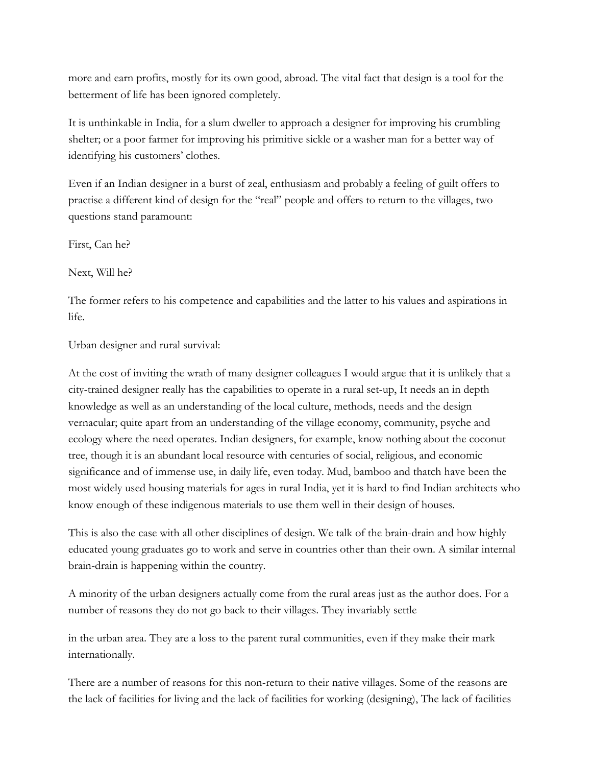more and earn profits, mostly for its own good, abroad. The vital fact that design is a tool for the betterment of life has been ignored completely.

It is unthinkable in India, for a slum dweller to approach a designer for improving his crumbling shelter; or a poor farmer for improving his primitive sickle or a washer man for a better way of identifying his customers' clothes.

Even if an Indian designer in a burst of zeal, enthusiasm and probably a feeling of guilt offers to practise a different kind of design for the "real" people and offers to return to the villages, two questions stand paramount:

First, Can he?

Next, Will he?

The former refers to his competence and capabilities and the latter to his values and aspirations in life.

Urban designer and rural survival:

At the cost of inviting the wrath of many designer colleagues I would argue that it is unlikely that a city-trained designer really has the capabilities to operate in a rural set-up, It needs an in depth knowledge as well as an understanding of the local culture, methods, needs and the design vernacular; quite apart from an understanding of the village economy, community, psyche and ecology where the need operates. Indian designers, for example, know nothing about the coconut tree, though it is an abundant local resource with centuries of social, religious, and economic significance and of immense use, in daily life, even today. Mud, bamboo and thatch have been the most widely used housing materials for ages in rural India, yet it is hard to find Indian architects who know enough of these indigenous materials to use them well in their design of houses.

This is also the case with all other disciplines of design. We talk of the brain-drain and how highly educated young graduates go to work and serve in countries other than their own. A similar internal brain-drain is happening within the country.

A minority of the urban designers actually come from the rural areas just as the author does. For a number of reasons they do not go back to their villages. They invariably settle in the urban area. They are a loss to the parent rural communities, even if they make their mark internationally.

There are a number of reasons for this non-return to their native villages. Some of the reasons are the lack of facilities for living and the lack of facilities for working (designing), The lack of facilities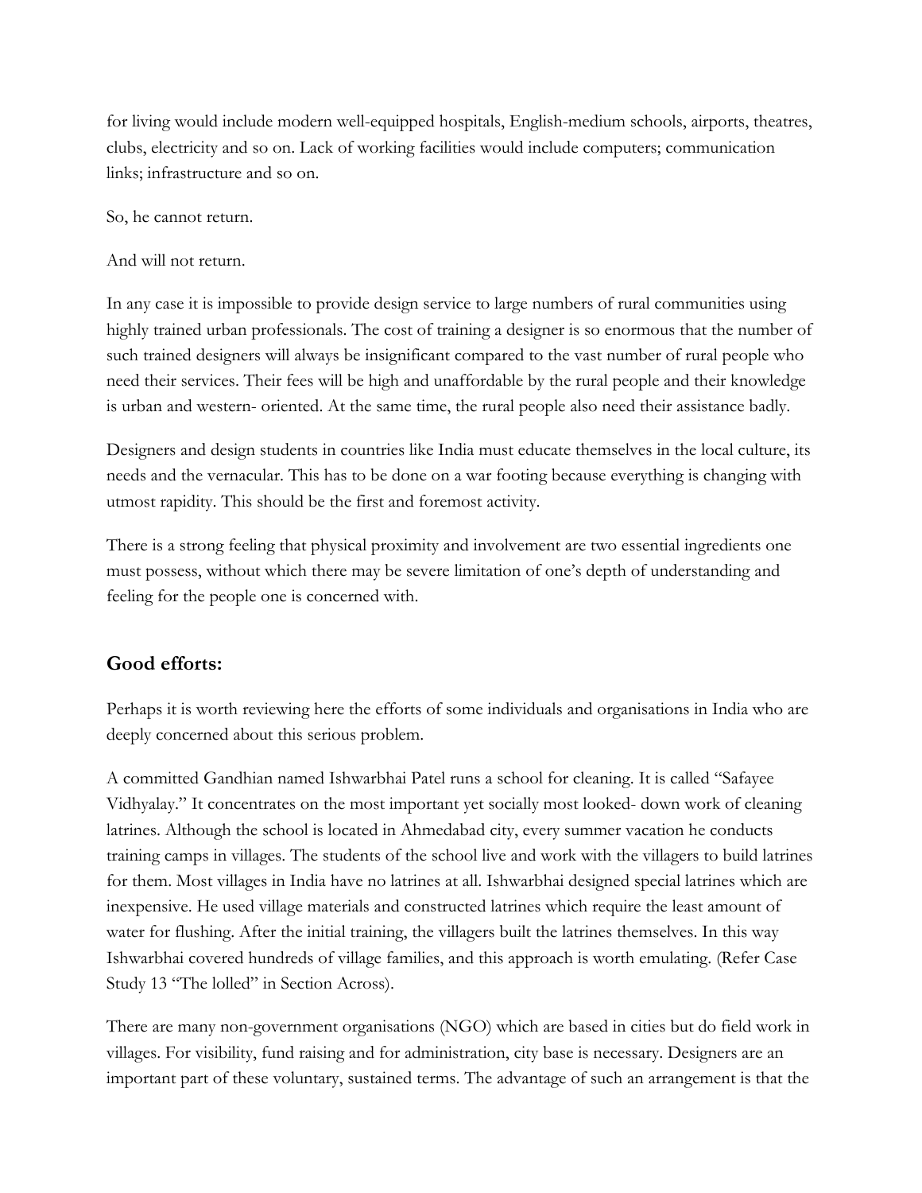for living would include modern well-equipped hospitals, English-medium schools, airports, theatres, clubs, electricity and so on. Lack of working facilities would include computers; communication links; infrastructure and so on.

So, he cannot return.

And will not return.

In any case it is impossible to provide design service to large numbers of rural communities using highly trained urban professionals. The cost of training a designer is so enormous that the number of such trained designers will always be insignificant compared to the vast number of rural people who need their services. Their fees will be high and unaffordable by the rural people and their knowledge is urban and western- oriented. At the same time, the rural people also need their assistance badly.

Designers and design students in countries like India must educate themselves in the local culture, its needs and the vernacular. This has to be done on a war footing because everything is changing with utmost rapidity. This should be the first and foremost activity.

There is a strong feeling that physical proximity and involvement are two essential ingredients one must possess, without which there may be severe limitation of one's depth of understanding and feeling for the people one is concerned with.

## Good efforts:

Perhaps it is worth reviewing here the efforts of some individuals and organisations in India who are deeply concerned about this serious problem.

A committed Gandhian named Ishwarbhai Patel runs a school for cleaning. It is called "Safayee Vidhyalay." It concentrates on the most important yet socially most looked- down work of cleaning latrines. Although the school is located in Ahmedabad city, every summer vacation he conducts training camps in villages. The students of the school live and work with the villagers to build latrines for them. Most villages in India have no latrines at all. Ishwarbhai designed special latrines which are inexpensive. He used village materials and constructed latrines which require the least amount of water for flushing. After the initial training, the villagers built the latrines themselves. In this way Ishwarbhai covered hundreds of village families, and this approach is worth emulating. (Refer Case Study 13 "The lolled" in Section Across).

There are many non-government organisations (NGO) which are based in cities but do field work in villages. For visibility, fund raising and for administration, city base is necessary. Designers are an important part of these voluntary, sustained terms. The advantage of such an arrangement is that the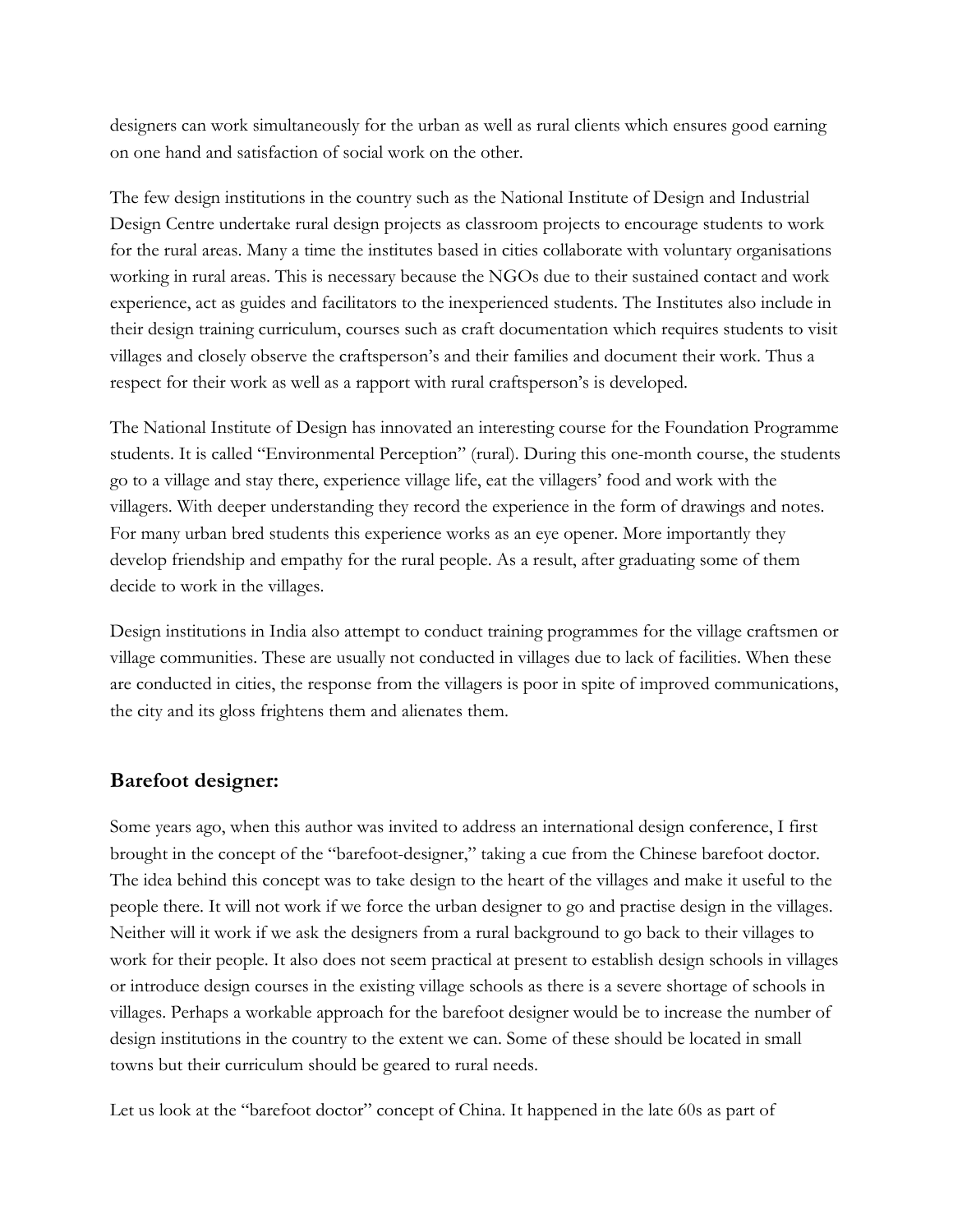designers can work simultaneously for the urban as well as rural clients which ensures good earning on one hand and satisfaction of social work on the other.

The few design institutions in the country such as the National Institute of Design and Industrial Design Centre undertake rural design projects as classroom projects to encourage students to work for the rural areas. Many a time the institutes based in cities collaborate with voluntary organisations working in rural areas. This is necessary because the NGOs due to their sustained contact and work experience, act as guides and facilitators to the inexperienced students. The Institutes also include in their design training curriculum, courses such as craft documentation which requires students to visit villages and closely observe the craftsperson's and their families and document their work. Thus a respect for their work as well as a rapport with rural craftsperson's is developed.

The National Institute of Design has innovated an interesting course for the Foundation Programme students. It is called "Environmental Perception" (rural). During this one-month course, the students go to a village and stay there, experience village life, eat the villagers' food and work with the villagers. With deeper understanding they record the experience in the form of drawings and notes. For many urban bred students this experience works as an eye opener. More importantly they develop friendship and empathy for the rural people. As a result, after graduating some of them decide to work in the villages.

Design institutions in India also attempt to conduct training programmes for the village craftsmen or village communities. These are usually not conducted in villages due to lack of facilities. When these are conducted in cities, the response from the villagers is poor in spite of improved communications, the city and its gloss frightens them and alienates them.

## Barefoot designer:

Some years ago, when this author was invited to address an international design conference, I first brought in the concept of the "barefoot-designer," taking a cue from the Chinese barefoot doctor. The idea behind this concept was to take design to the heart of the villages and make it useful to the people there. It will not work if we force the urban designer to go and practise design in the villages. Neither will it work if we ask the designers from a rural background to go back to their villages to work for their people. It also does not seem practical at present to establish design schools in villages or introduce design courses in the existing village schools as there is a severe shortage of schools in villages. Perhaps a workable approach for the barefoot designer would be to increase the number of design institutions in the country to the extent we can. Some of these should be located in small towns but their curriculum should be geared to rural needs.

Let us look at the "barefoot doctor" concept of China. It happened in the late 60s as part of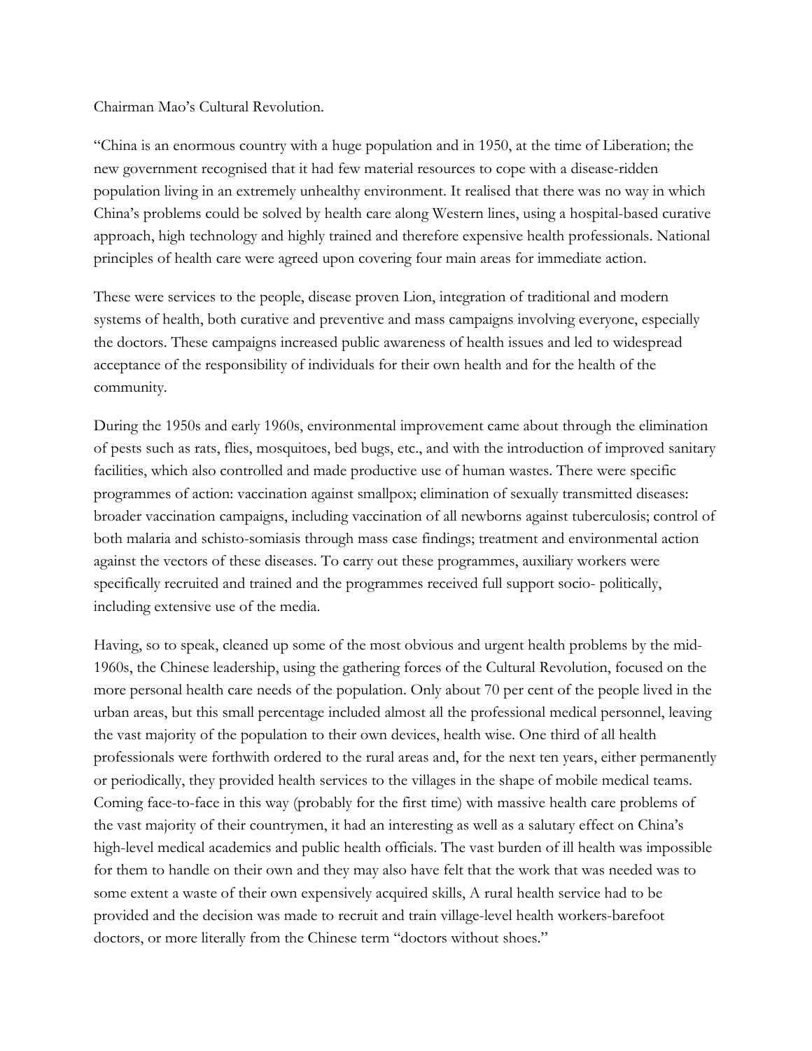Chairman Mao's Cultural Revolution.

"China is an enormous country with a huge population and in 1950, at the time of Liberation; the new government recognised that it had few material resources to cope with a disease-ridden population living in an extremely unhealthy environment. It realised that there was no way in which China's problems could be solved by health care along Western lines, using a hospital-based curative approach, high technology and highly trained and therefore expensive health professionals. National principles of health care were agreed upon covering four main areas for immediate action.

These were services to the people, disease proven Lion, integration of traditional and modern systems of health, both curative and preventive and mass campaigns involving everyone, especially the doctors. These campaigns increased public awareness of health issues and led to widespread acceptance of the responsibility of individuals for their own health and for the health of the community.

During the 1950s and early 1960s, environmental improvement came about through the elimination of pests such as rats, flies, mosquitoes, bed bugs, etc., and with the introduction of improved sanitary facilities, which also controlled and made productive use of human wastes. There were specific programmes of action: vaccination against smallpox; elimination of sexually transmitted diseases: broader vaccination campaigns, including vaccination of all newborns against tuberculosis; control of both malaria and schisto-somiasis through mass case findings; treatment and environmental action against the vectors of these diseases. To carry out these programmes, auxiliary workers were specifically recruited and trained and the programmes received full support socio- politically, including extensive use of the media.

Having, so to speak, cleaned up some of the most obvious and urgent health problems by the mid-1960s, the Chinese leadership, using the gathering forces of the Cultural Revolution, focused on the more personal health care needs of the population. Only about 70 per cent of the people lived in the urban areas, but this small percentage included almost all the professional medical personnel, leaving the vast majority of the population to their own devices, health wise. One third of all health professionals were forthwith ordered to the rural areas and, for the next ten years, either permanently or periodically, they provided health services to the villages in the shape of mobile medical teams. Coming face-to-face in this way (probably for the first time) with massive health care problems of the vast majority of their countrymen, it had an interesting as well as a salutary effect on China's high-level medical academics and public health officials. The vast burden of ill health was impossible for them to handle on their own and they may also have felt that the work that was needed was to some extent a waste of their own expensively acquired skills, A rural health service had to be provided and the decision was made to recruit and train village-level health workers-barefoot doctors, or more literally from the Chinese term "doctors without shoes."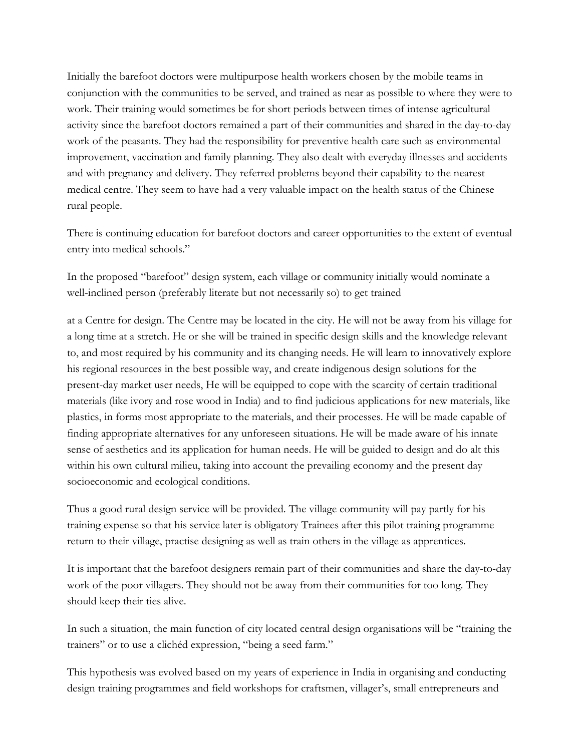Initially the barefoot doctors were multipurpose health workers chosen by the mobile teams in conjunction with the communities to be served, and trained as near as possible to where they were to work. Their training would sometimes be for short periods between times of intense agricultural activity since the barefoot doctors remained a part of their communities and shared in the day-to-day work of the peasants. They had the responsibility for preventive health care such as environmental improvement, vaccination and family planning. They also dealt with everyday illnesses and accidents and with pregnancy and delivery. They referred problems beyond their capability to the nearest medical centre. They seem to have had a very valuable impact on the health status of the Chinese rural people.

There is continuing education for barefoot doctors and career opportunities to the extent of eventual entry into medical schools."

In the proposed "barefoot" design system, each village or community initially would nominate a well-inclined person (preferably literate but not necessarily so) to get trained

at a Centre for design. The Centre may be located in the city. He will not be away from his village for a long time at a stretch. He or she will be trained in specific design skills and the knowledge relevant to, and most required by his community and its changing needs. He will learn to innovatively explore his regional resources in the best possible way, and create indigenous design solutions for the present-day market user needs, He will be equipped to cope with the scarcity of certain traditional materials (like ivory and rose wood in India) and to find judicious applications for new materials, like plastics, in forms most appropriate to the materials, and their processes. He will be made capable of finding appropriate alternatives for any unforeseen situations. He will be made aware of his innate sense of aesthetics and its application for human needs. He will be guided to design and do alt this within his own cultural milieu, taking into account the prevailing economy and the present day socioeconomic and ecological conditions.

Thus a good rural design service will be provided. The village community will pay partly for his training expense so that his service later is obligatory Trainees after this pilot training programme return to their village, practise designing as well as train others in the village as apprentices.

It is important that the barefoot designers remain part of their communities and share the day-to-day work of the poor villagers. They should not be away from their communities for too long. They should keep their ties alive.

In such a situation, the main function of city located central design organisations will be "training the trainers" or to use a clichéd expression, "being a seed farm."

This hypothesis was evolved based on my years of experience in India in organising and conducting design training programmes and field workshops for craftsmen, villager's, small entrepreneurs and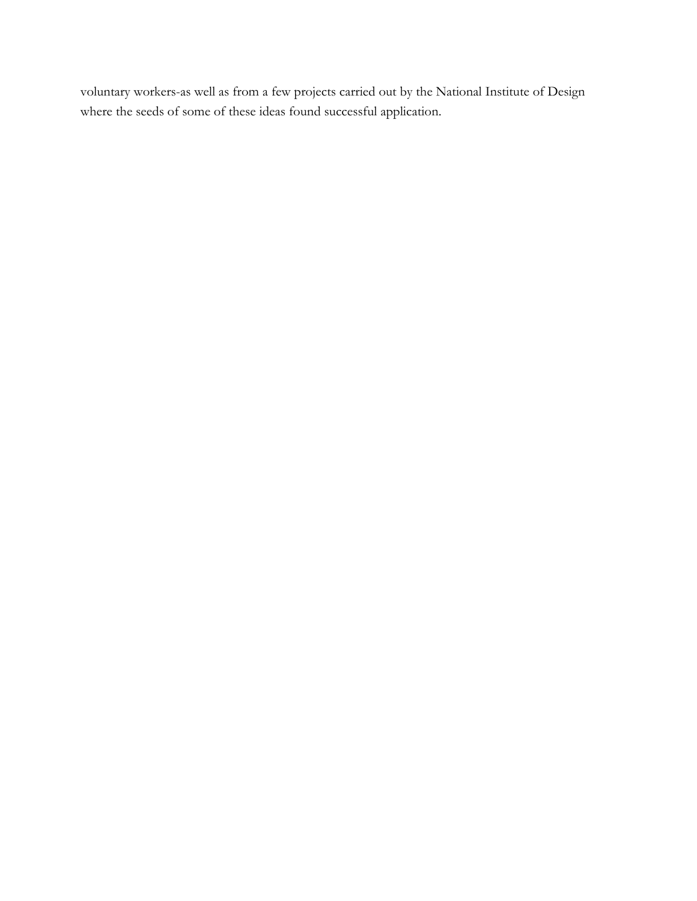voluntary workers-as well as from a few projects carried out by the National Institute of Design where the seeds of some of these ideas found successful application.